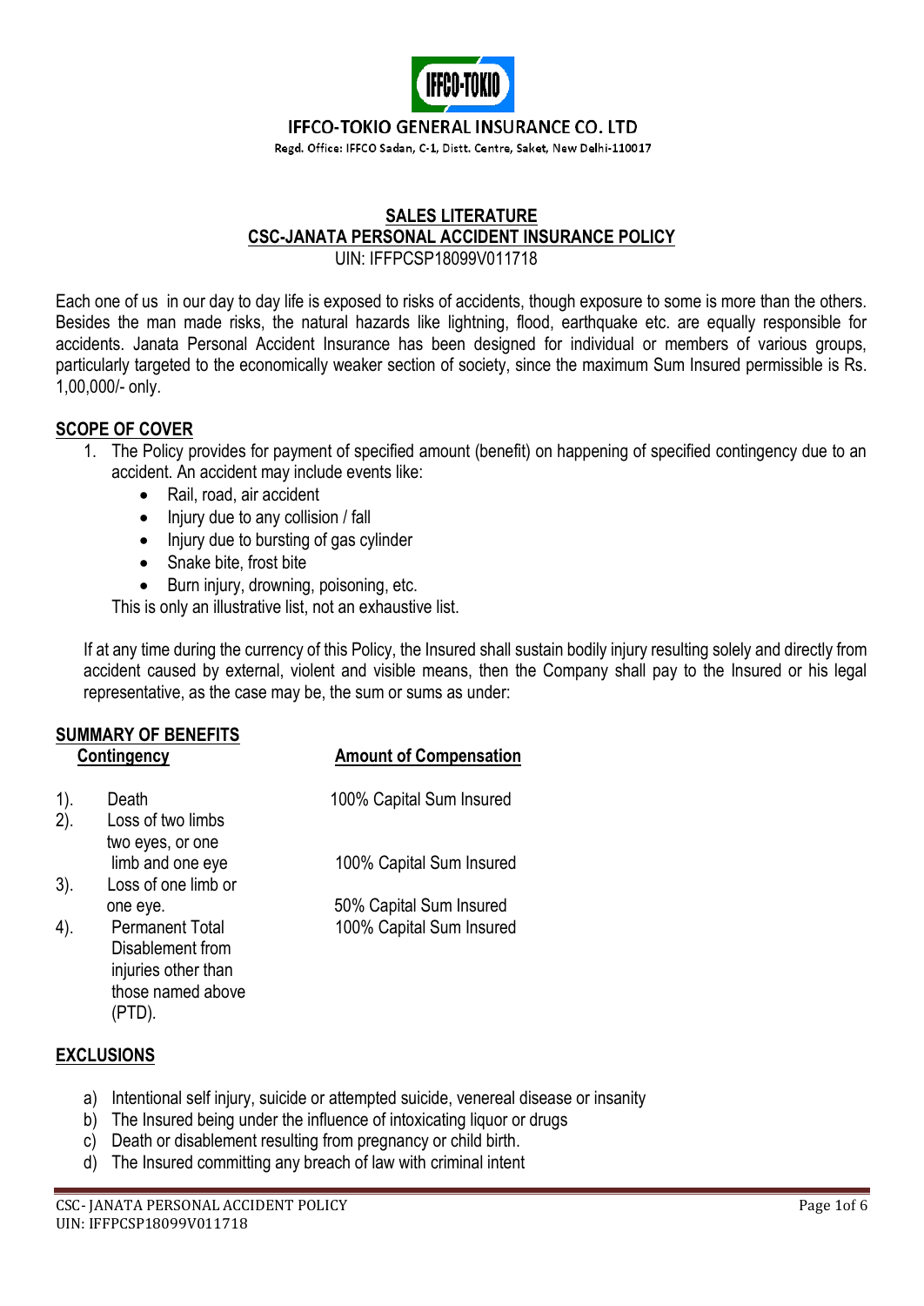IFFCO-TOKIO GENERAL INSURANCE CO. LTD

Regd. Office: IFFCO Sadan, C-1, Distt. Centre, Saket, New Delhi-110017

## SALES LITERATURE
## CSC-JANATA PERSONAL ACCIDENT INSURANCE POLICY

UIN: IFFPCSP18099V011718

Each one of us in our day to day life is exposed to risks of accidents, though exposure to some is more than the others. Besides the man made risks, the natural hazards like lightning, flood, earthquake etc. are equally responsible for accidents. Janata Personal Accident Insurance has been designed for individual or members of various groups, particularly targeted to the economically weaker section of society, since the maximum Sum Insured permissible is Rs. 1,00,000/- only.

### SCOPE OF COVER

1. The Policy provides for payment of specified amount (benefit) on happening of specified contingency due to an accident. An accident may include events like:
   - Rail, road, air accident
   - Injury due to any collision / fall
   - Injury due to bursting of gas cylinder
   - Snake bite, frost bite
   - Burn injury, drowning, poisoning, etc.

   This is only an illustrative list, not an exhaustive list.

If at any time during the currency of this Policy, the Insured shall sustain bodily injury resulting solely and directly from accident caused by external, violent and visible means, then the Company shall pay to the Insured or his legal representative, as the case may be, the sum or sums as under:

### SUMMARY OF BENEFITS

| | Contingency | Amount of Compensation |
|---|---|---|
| 1). | Death | 100% Capital Sum Insured |
| 2). | Loss of two limbs two eyes, or one limb and one eye | 100% Capital Sum Insured |
| 3). | Loss of one limb or one eye. | 50% Capital Sum Insured |
| 4). | Permanent Total Disablement from injuries other than those named above (PTD). | 100% Capital Sum Insured |

### EXCLUSIONS

a) Intentional self injury, suicide or attempted suicide, venereal disease or insanity
b) The Insured being under the influence of intoxicating liquor or drugs
c) Death or disablement resulting from pregnancy or child birth.
d) The Insured committing any breach of law with criminal intent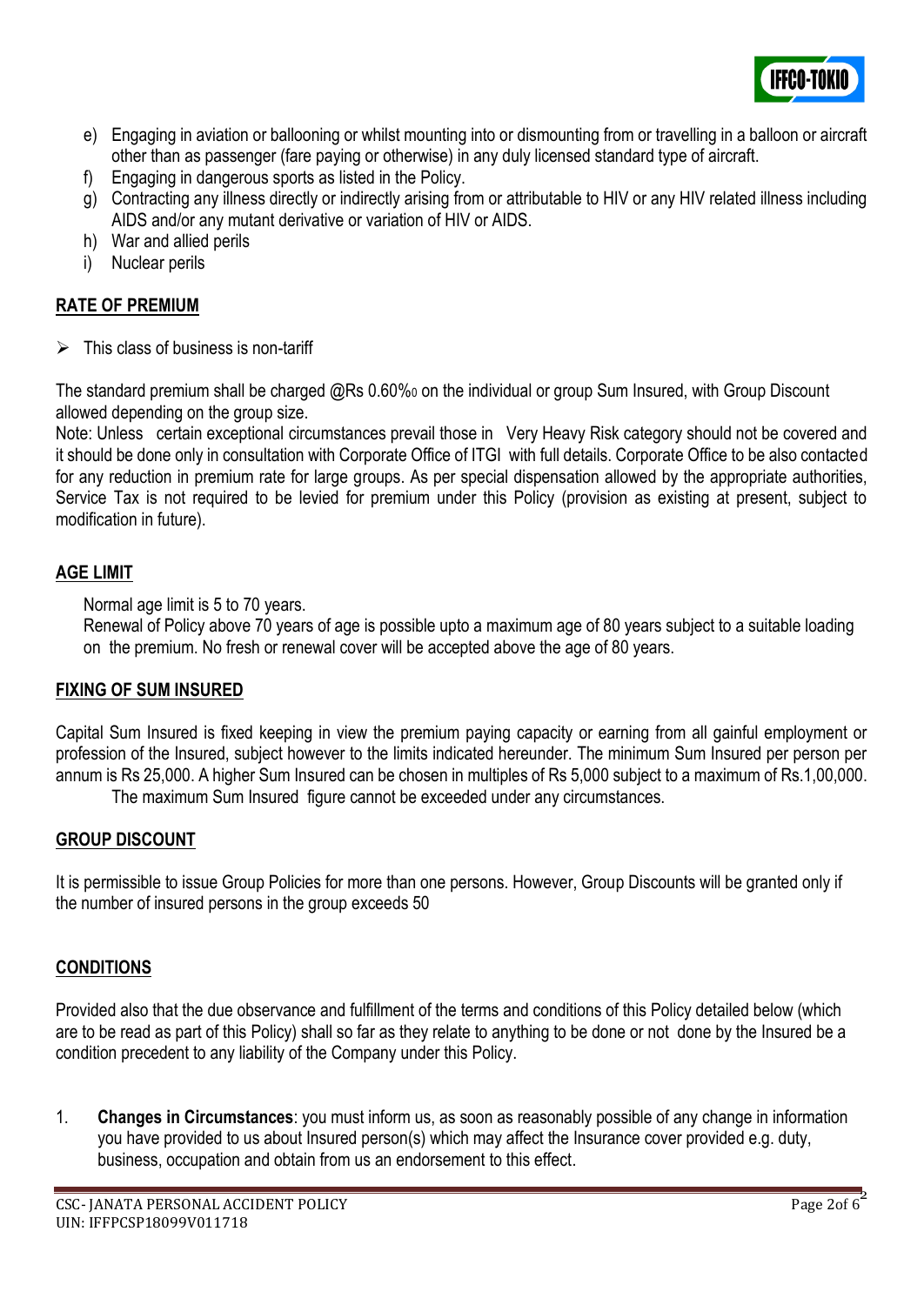e) Engaging in aviation or ballooning or whilst mounting into or dismounting from or travelling in a balloon or aircraft other than as passenger (fare paying or otherwise) in any duly licensed standard type of aircraft.
f) Engaging in dangerous sports as listed in the Policy.
g) Contracting any illness directly or indirectly arising from or attributable to HIV or any HIV related illness including AIDS and/or any mutant derivative or variation of HIV or AIDS.
h) War and allied perils
i) Nuclear perils

## RATE OF PREMIUM

- This class of business is non-tariff

The standard premium shall be charged @Rs 0.60‰ on the individual or group Sum Insured, with Group Discount allowed depending on the group size.
Note: Unless certain exceptional circumstances prevail those in Very Heavy Risk category should not be covered and it should be done only in consultation with Corporate Office of ITGI with full details. Corporate Office to be also contacted for any reduction in premium rate for large groups. As per special dispensation allowed by the appropriate authorities, Service Tax is not required to be levied for premium under this Policy (provision as existing at present, subject to modification in future).

## AGE LIMIT

Normal age limit is 5 to 70 years.
Renewal of Policy above 70 years of age is possible upto a maximum age of 80 years subject to a suitable loading on the premium. No fresh or renewal cover will be accepted above the age of 80 years.

## FIXING OF SUM INSURED

Capital Sum Insured is fixed keeping in view the premium paying capacity or earning from all gainful employment or profession of the Insured, subject however to the limits indicated hereunder. The minimum Sum Insured per person per annum is Rs 25,000. A higher Sum Insured can be chosen in multiples of Rs 5,000 subject to a maximum of Rs.1,00,000. The maximum Sum Insured figure cannot be exceeded under any circumstances.

## GROUP DISCOUNT

It is permissible to issue Group Policies for more than one persons. However, Group Discounts will be granted only if the number of insured persons in the group exceeds 50

## CONDITIONS

Provided also that the due observance and fulfillment of the terms and conditions of this Policy detailed below (which are to be read as part of this Policy) shall so far as they relate to anything to be done or not done by the Insured be a condition precedent to any liability of the Company under this Policy.

1. **Changes in Circumstances**: you must inform us, as soon as reasonably possible of any change in information you have provided to us about Insured person(s) which may affect the Insurance cover provided e.g. duty, business, occupation and obtain from us an endorsement to this effect.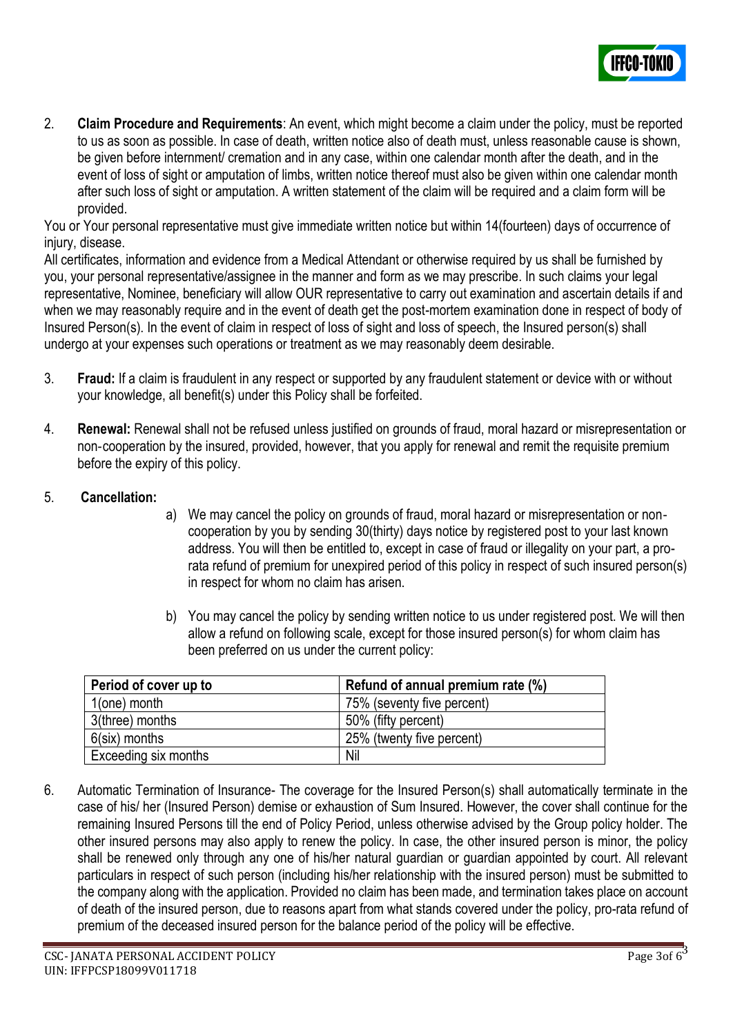2. **Claim Procedure and Requirements**: An event, which might become a claim under the policy, must be reported to us as soon as possible. In case of death, written notice also of death must, unless reasonable cause is shown, be given before internment/ cremation and in any case, within one calendar month after the death, and in the event of loss of sight or amputation of limbs, written notice thereof must also be given within one calendar month after such loss of sight or amputation. A written statement of the claim will be required and a claim form will be provided.

You or Your personal representative must give immediate written notice but within 14(fourteen) days of occurrence of injury, disease.

All certificates, information and evidence from a Medical Attendant or otherwise required by us shall be furnished by you, your personal representative/assignee in the manner and form as we may prescribe. In such claims your legal representative, Nominee, beneficiary will allow OUR representative to carry out examination and ascertain details if and when we may reasonably require and in the event of death get the post-mortem examination done in respect of body of Insured Person(s). In the event of claim in respect of loss of sight and loss of speech, the Insured person(s) shall undergo at your expenses such operations or treatment as we may reasonably deem desirable.

3. **Fraud:** If a claim is fraudulent in any respect or supported by any fraudulent statement or device with or without your knowledge, all benefit(s) under this Policy shall be forfeited.

4. **Renewal:** Renewal shall not be refused unless justified on grounds of fraud, moral hazard or misrepresentation or non-cooperation by the insured, provided, however, that you apply for renewal and remit the requisite premium before the expiry of this policy.

5. **Cancellation:**

   a) We may cancel the policy on grounds of fraud, moral hazard or misrepresentation or non-cooperation by you by sending 30(thirty) days notice by registered post to your last known address. You will then be entitled to, except in case of fraud or illegality on your part, a pro-rata refund of premium for unexpired period of this policy in respect of such insured person(s) in respect for whom no claim has arisen.

   b) You may cancel the policy by sending written notice to us under registered post. We will then allow a refund on following scale, except for those insured person(s) for whom claim has been preferred on us under the current policy:

| Period of cover up to | Refund of annual premium rate (%) |
|---|---|
| 1(one) month | 75% (seventy five percent) |
| 3(three) months | 50% (fifty percent) |
| 6(six) months | 25% (twenty five percent) |
| Exceeding six months | Nil |

6. Automatic Termination of Insurance- The coverage for the Insured Person(s) shall automatically terminate in the case of his/ her (Insured Person) demise or exhaustion of Sum Insured. However, the cover shall continue for the remaining Insured Persons till the end of Policy Period, unless otherwise advised by the Group policy holder. The other insured persons may also apply to renew the policy. In case, the other insured person is minor, the policy shall be renewed only through any one of his/her natural guardian or guardian appointed by court. All relevant particulars in respect of such person (including his/her relationship with the insured person) must be submitted to the company along with the application. Provided no claim has been made, and termination takes place on account of death of the insured person, due to reasons apart from what stands covered under the policy, pro-rata refund of premium of the deceased insured person for the balance period of the policy will be effective.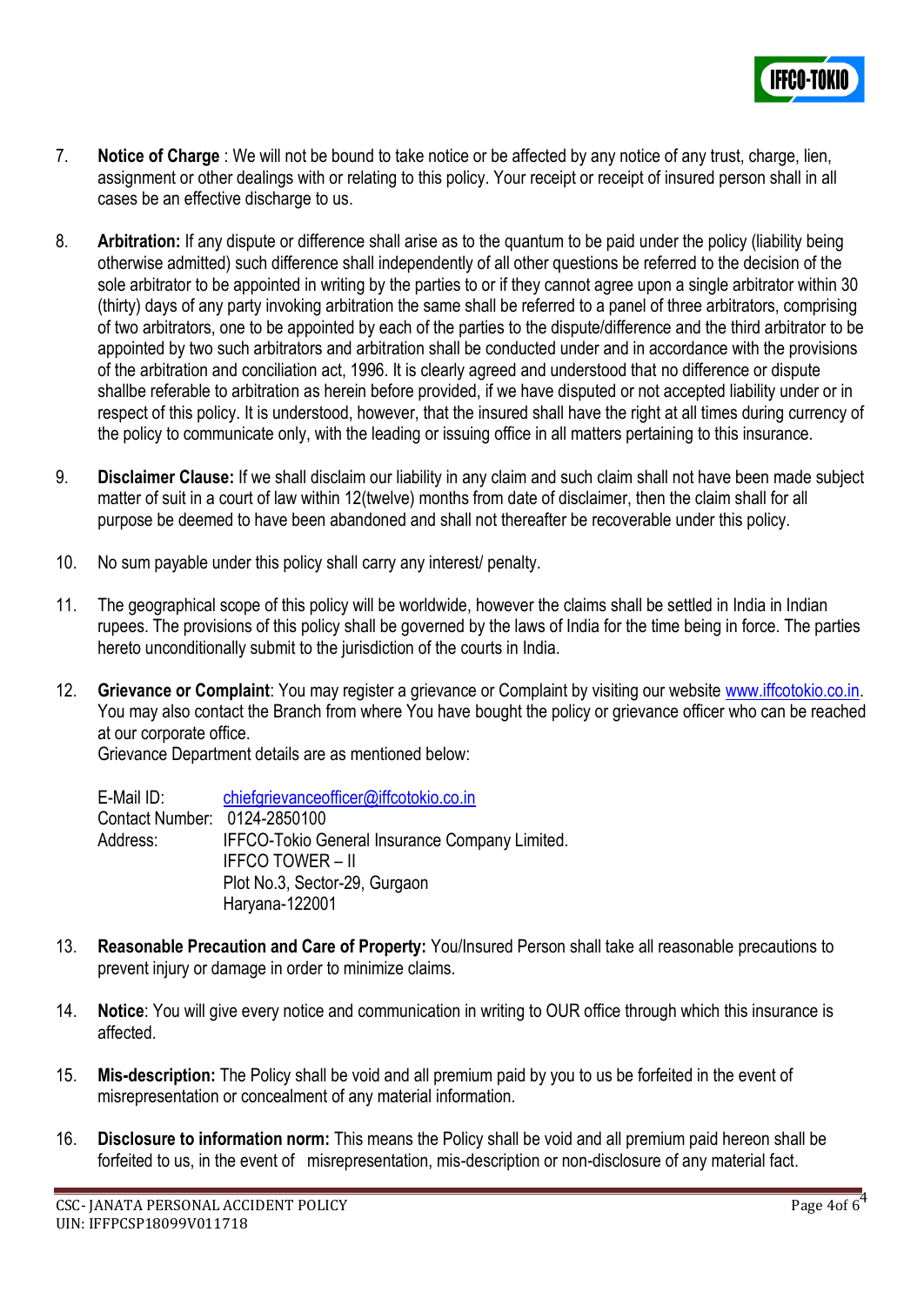7. **Notice of Charge** : We will not be bound to take notice or be affected by any notice of any trust, charge, lien, assignment or other dealings with or relating to this policy. Your receipt or receipt of insured person shall in all cases be an effective discharge to us.

8. **Arbitration:** If any dispute or difference shall arise as to the quantum to be paid under the policy (liability being otherwise admitted) such difference shall independently of all other questions be referred to the decision of the sole arbitrator to be appointed in writing by the parties to or if they cannot agree upon a single arbitrator within 30 (thirty) days of any party invoking arbitration the same shall be referred to a panel of three arbitrators, comprising of two arbitrators, one to be appointed by each of the parties to the dispute/difference and the third arbitrator to be appointed by two such arbitrators and arbitration shall be conducted under and in accordance with the provisions of the arbitration and conciliation act, 1996. It is clearly agreed and understood that no difference or dispute shallbe referable to arbitration as herein before provided, if we have disputed or not accepted liability under or in respect of this policy. It is understood, however, that the insured shall have the right at all times during currency of the policy to communicate only, with the leading or issuing office in all matters pertaining to this insurance.

9. **Disclaimer Clause:** If we shall disclaim our liability in any claim and such claim shall not have been made subject matter of suit in a court of law within 12(twelve) months from date of disclaimer, then the claim shall for all purpose be deemed to have been abandoned and shall not thereafter be recoverable under this policy.

10. No sum payable under this policy shall carry any interest/ penalty.

11. The geographical scope of this policy will be worldwide, however the claims shall be settled in India in Indian rupees. The provisions of this policy shall be governed by the laws of India for the time being in force. The parties hereto unconditionally submit to the jurisdiction of the courts in India.

12. **Grievance or Complaint**: You may register a grievance or Complaint by visiting our website www.iffcotokio.co.in. You may also contact the Branch from where You have bought the policy or grievance officer who can be reached at our corporate office.
    Grievance Department details are as mentioned below:

    E-Mail ID: chiefgrievanceofficer@iffcotokio.co.in
    Contact Number: 0124-2850100
    Address: IFFCO-Tokio General Insurance Company Limited.
    IFFCO TOWER – II
    Plot No.3, Sector-29, Gurgaon
    Haryana-122001

13. **Reasonable Precaution and Care of Property:** You/Insured Person shall take all reasonable precautions to prevent injury or damage in order to minimize claims.

14. **Notice**: You will give every notice and communication in writing to OUR office through which this insurance is affected.

15. **Mis-description:** The Policy shall be void and all premium paid by you to us be forfeited in the event of misrepresentation or concealment of any material information.

16. **Disclosure to information norm:** This means the Policy shall be void and all premium paid hereon shall be forfeited to us, in the event of misrepresentation, mis-description or non-disclosure of any material fact.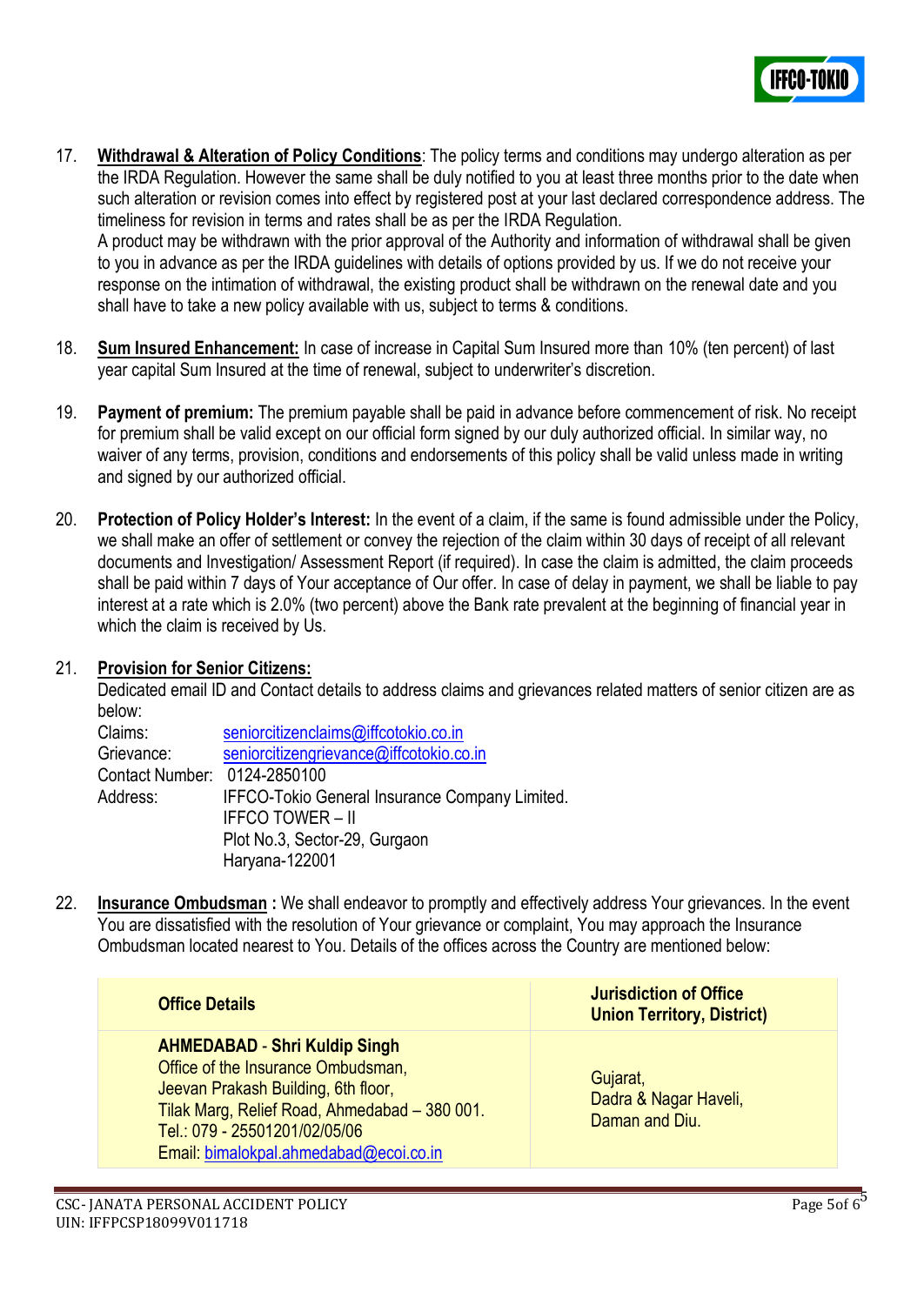17. **Withdrawal & Alteration of Policy Conditions**: The policy terms and conditions may undergo alteration as per the IRDA Regulation. However the same shall be duly notified to you at least three months prior to the date when such alteration or revision comes into effect by registered post at your last declared correspondence address. The timeliness for revision in terms and rates shall be as per the IRDA Regulation.
    A product may be withdrawn with the prior approval of the Authority and information of withdrawal shall be given to you in advance as per the IRDA guidelines with details of options provided by us. If we do not receive your response on the intimation of withdrawal, the existing product shall be withdrawn on the renewal date and you shall have to take a new policy available with us, subject to terms & conditions.

18. **Sum Insured Enhancement:** In case of increase in Capital Sum Insured more than 10% (ten percent) of last year capital Sum Insured at the time of renewal, subject to underwriter's discretion.

19. **Payment of premium:** The premium payable shall be paid in advance before commencement of risk. No receipt for premium shall be valid except on our official form signed by our duly authorized official. In similar way, no waiver of any terms, provision, conditions and endorsements of this policy shall be valid unless made in writing and signed by our authorized official.

20. **Protection of Policy Holder's Interest:** In the event of a claim, if the same is found admissible under the Policy, we shall make an offer of settlement or convey the rejection of the claim within 30 days of receipt of all relevant documents and Investigation/ Assessment Report (if required). In case the claim is admitted, the claim proceeds shall be paid within 7 days of Your acceptance of Our offer. In case of delay in payment, we shall be liable to pay interest at a rate which is 2.0% (two percent) above the Bank rate prevalent at the beginning of financial year in which the claim is received by Us.

21. **Provision for Senior Citizens:**
    Dedicated email ID and Contact details to address claims and grievances related matters of senior citizen are as below:
    Claims: seniorcitizenclaims@iffcotokio.co.in
    Grievance: seniorcitizengrievance@iffcotokio.co.in
    Contact Number: 0124-2850100
    Address: IFFCO-Tokio General Insurance Company Limited.
    IFFCO TOWER – II
    Plot No.3, Sector-29, Gurgaon
    Haryana-122001

22. **Insurance Ombudsman :** We shall endeavor to promptly and effectively address Your grievances. In the event You are dissatisfied with the resolution of Your grievance or complaint, You may approach the Insurance Ombudsman located nearest to You. Details of the offices across the Country are mentioned below:

| Office Details | Jurisdiction of Office Union Territory, District) |
|---|---|
| **AHMEDABAD - Shri Kuldip Singh**<br>Office of the Insurance Ombudsman,<br>Jeevan Prakash Building, 6th floor,<br>Tilak Marg, Relief Road, Ahmedabad – 380 001.<br>Tel.: 079 - 25501201/02/05/06<br>Email: bimalokpal.ahmedabad@ecoi.co.in | Gujarat,<br>Dadra & Nagar Haveli,<br>Daman and Diu. |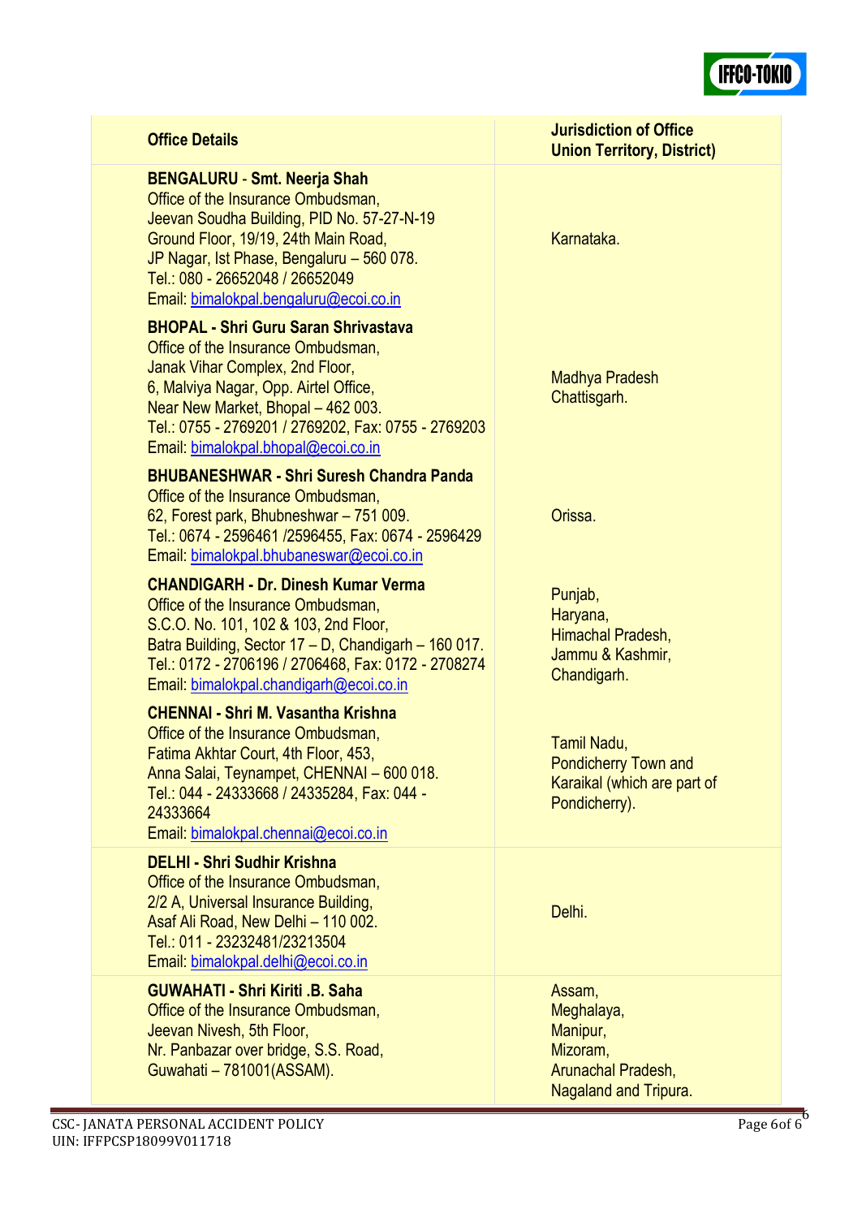| Office Details | Jurisdiction of Office Union Territory, District) |
|---|---|
| **BENGALURU - Smt. Neerja Shah**<br>Office of the Insurance Ombudsman,<br>Jeevan Soudha Building, PID No. 57-27-N-19<br>Ground Floor, 19/19, 24th Main Road,<br>JP Nagar, Ist Phase, Bengaluru – 560 078.<br>Tel.: 080 - 26652048 / 26652049<br>Email: bimalokpal.bengaluru@ecoi.co.in | Karnataka. |
| **BHOPAL - Shri Guru Saran Shrivastava**<br>Office of the Insurance Ombudsman,<br>Janak Vihar Complex, 2nd Floor,<br>6, Malviya Nagar, Opp. Airtel Office,<br>Near New Market, Bhopal – 462 003.<br>Tel.: 0755 - 2769201 / 2769202, Fax: 0755 - 2769203<br>Email: bimalokpal.bhopal@ecoi.co.in | Madhya Pradesh<br>Chattisgarh. |
| **BHUBANESHWAR - Shri Suresh Chandra Panda**<br>Office of the Insurance Ombudsman,<br>62, Forest park, Bhubneshwar – 751 009.<br>Tel.: 0674 - 2596461 /2596455, Fax: 0674 - 2596429<br>Email: bimalokpal.bhubaneswar@ecoi.co.in | Orissa. |
| **CHANDIGARH - Dr. Dinesh Kumar Verma**<br>Office of the Insurance Ombudsman,<br>S.C.O. No. 101, 102 & 103, 2nd Floor,<br>Batra Building, Sector 17 – D, Chandigarh – 160 017.<br>Tel.: 0172 - 2706196 / 2706468, Fax: 0172 - 2708274<br>Email: bimalokpal.chandigarh@ecoi.co.in | Punjab,<br>Haryana,<br>Himachal Pradesh,<br>Jammu & Kashmir,<br>Chandigarh. |
| **CHENNAI - Shri M. Vasantha Krishna**<br>Office of the Insurance Ombudsman,<br>Fatima Akhtar Court, 4th Floor, 453,<br>Anna Salai, Teynampet, CHENNAI – 600 018.<br>Tel.: 044 - 24333668 / 24335284, Fax: 044 - 24333664<br>Email: bimalokpal.chennai@ecoi.co.in | Tamil Nadu,<br>Pondicherry Town and<br>Karaikal (which are part of<br>Pondicherry). |
| **DELHI - Shri Sudhir Krishna**<br>Office of the Insurance Ombudsman,<br>2/2 A, Universal Insurance Building,<br>Asaf Ali Road, New Delhi – 110 002.<br>Tel.: 011 - 23232481/23213504<br>Email: bimalokpal.delhi@ecoi.co.in | Delhi. |
| **GUWAHATI - Shri Kiriti .B. Saha**<br>Office of the Insurance Ombudsman,<br>Jeevan Nivesh, 5th Floor,<br>Nr. Panbazar over bridge, S.S. Road,<br>Guwahati – 781001(ASSAM). | Assam,<br>Meghalaya,<br>Manipur,<br>Mizoram,<br>Arunachal Pradesh,<br>Nagaland and Tripura. |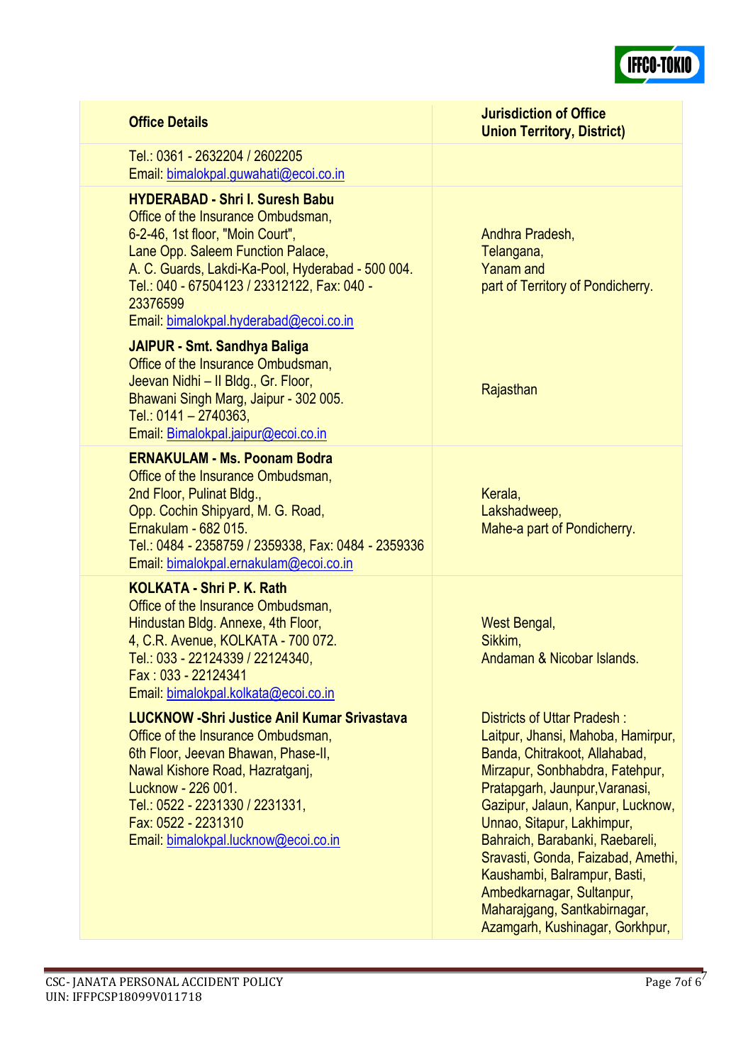| Office Details | Jurisdiction of Office Union Territory, District) |
|---|---|
| Tel.: 0361 - 2632204 / 2602205<br>Email: bimalokpal.guwahati@ecoi.co.in | |
| **HYDERABAD - Shri I. Suresh Babu**<br>Office of the Insurance Ombudsman,<br>6-2-46, 1st floor, "Moin Court",<br>Lane Opp. Saleem Function Palace,<br>A. C. Guards, Lakdi-Ka-Pool, Hyderabad - 500 004.<br>Tel.: 040 - 67504123 / 23312122, Fax: 040 - 23376599<br>Email: bimalokpal.hyderabad@ecoi.co.in | Andhra Pradesh,<br>Telangana,<br>Yanam and<br>part of Territory of Pondicherry. |
| **JAIPUR - Smt. Sandhya Baliga**<br>Office of the Insurance Ombudsman,<br>Jeevan Nidhi – II Bldg., Gr. Floor,<br>Bhawani Singh Marg, Jaipur - 302 005.<br>Tel.: 0141 – 2740363,<br>Email: Bimalokpal.jaipur@ecoi.co.in | Rajasthan |
| **ERNAKULAM - Ms. Poonam Bodra**<br>Office of the Insurance Ombudsman,<br>2nd Floor, Pulinat Bldg.,<br>Opp. Cochin Shipyard, M. G. Road,<br>Ernakulam - 682 015.<br>Tel.: 0484 - 2358759 / 2359338, Fax: 0484 - 2359336<br>Email: bimalokpal.ernakulam@ecoi.co.in | Kerala,<br>Lakshadweep,<br>Mahe-a part of Pondicherry. |
| **KOLKATA - Shri P. K. Rath**<br>Office of the Insurance Ombudsman,<br>Hindustan Bldg. Annexe, 4th Floor,<br>4, C.R. Avenue, KOLKATA - 700 072.<br>Tel.: 033 - 22124339 / 22124340,<br>Fax : 033 - 22124341<br>Email: bimalokpal.kolkata@ecoi.co.in | West Bengal,<br>Sikkim,<br>Andaman & Nicobar Islands. |
| **LUCKNOW -Shri Justice Anil Kumar Srivastava**<br>Office of the Insurance Ombudsman,<br>6th Floor, Jeevan Bhawan, Phase-II,<br>Nawal Kishore Road, Hazratganj,<br>Lucknow - 226 001.<br>Tel.: 0522 - 2231330 / 2231331,<br>Fax: 0522 - 2231310<br>Email: bimalokpal.lucknow@ecoi.co.in | Districts of Uttar Pradesh :<br>Laitpur, Jhansi, Mahoba, Hamirpur, Banda, Chitrakoot, Allahabad, Mirzapur, Sonbhabdra, Fatehpur, Pratapgarh, Jaunpur,Varanasi, Gazipur, Jalaun, Kanpur, Lucknow, Unnao, Sitapur, Lakhimpur, Bahraich, Barabanki, Raebareli, Sravasti, Gonda, Faizabad, Amethi, Kaushambi, Balrampur, Basti, Ambedkarnagar, Sultanpur, Maharajgang, Santkabirnagar, Azamgarh, Kushinagar, Gorkhpur, |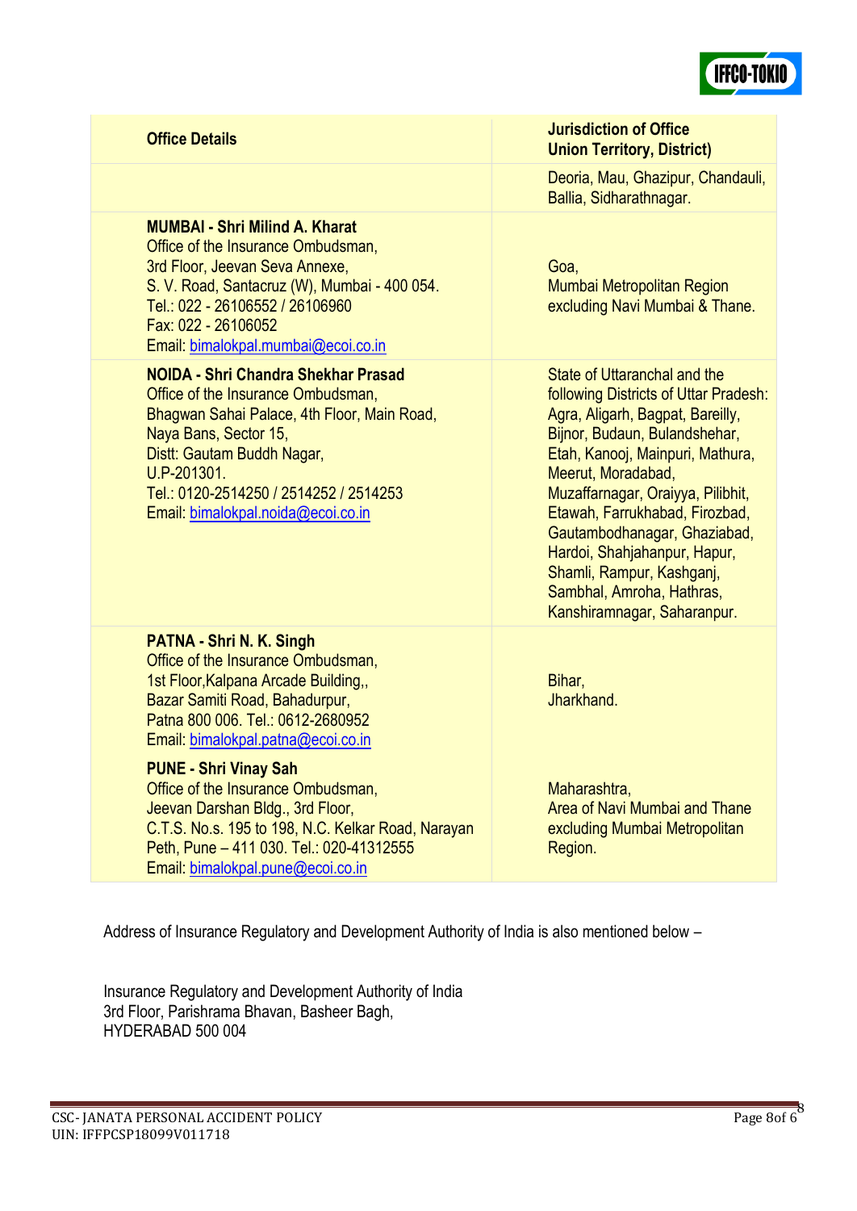| Office Details | Jurisdiction of Office Union Territory, District) |
|---|---|
| | Deoria, Mau, Ghazipur, Chandauli, Ballia, Sidharathnagar. |
| **MUMBAI - Shri Milind A. Kharat**<br>Office of the Insurance Ombudsman,<br>3rd Floor, Jeevan Seva Annexe,<br>S. V. Road, Santacruz (W), Mumbai - 400 054.<br>Tel.: 022 - 26106552 / 26106960<br>Fax: 022 - 26106052<br>Email: bimalokpal.mumbai@ecoi.co.in | Goa,<br>Mumbai Metropolitan Region excluding Navi Mumbai & Thane. |
| **NOIDA - Shri Chandra Shekhar Prasad**<br>Office of the Insurance Ombudsman,<br>Bhagwan Sahai Palace, 4th Floor, Main Road,<br>Naya Bans, Sector 15,<br>Distt: Gautam Buddh Nagar,<br>U.P-201301.<br>Tel.: 0120-2514250 / 2514252 / 2514253<br>Email: bimalokpal.noida@ecoi.co.in | State of Uttaranchal and the following Districts of Uttar Pradesh: Agra, Aligarh, Bagpat, Bareilly, Bijnor, Budaun, Bulandshehar, Etah, Kanooj, Mainpuri, Mathura, Meerut, Moradabad, Muzaffarnagar, Oraiyya, Pilibhit, Etawah, Farrukhabad, Firozbad, Gautambodhanagar, Ghaziabad, Hardoi, Shahjahanpur, Hapur, Shamli, Rampur, Kashganj, Sambhal, Amroha, Hathras, Kanshiramnagar, Saharanpur. |
| **PATNA - Shri N. K. Singh**<br>Office of the Insurance Ombudsman,<br>1st Floor,Kalpana Arcade Building,,<br>Bazar Samiti Road, Bahadurpur,<br>Patna 800 006. Tel.: 0612-2680952<br>Email: bimalokpal.patna@ecoi.co.in | Bihar,<br>Jharkhand. |
| **PUNE - Shri Vinay Sah**<br>Office of the Insurance Ombudsman,<br>Jeevan Darshan Bldg., 3rd Floor,<br>C.T.S. No.s. 195 to 198, N.C. Kelkar Road, Narayan Peth, Pune – 411 030. Tel.: 020-41312555<br>Email: bimalokpal.pune@ecoi.co.in | Maharashtra,<br>Area of Navi Mumbai and Thane excluding Mumbai Metropolitan Region. |

Address of Insurance Regulatory and Development Authority of India is also mentioned below –

Insurance Regulatory and Development Authority of India
3rd Floor, Parishrama Bhavan, Basheer Bagh,
HYDERABAD 500 004

CSC- JANATA PERSONAL ACCIDENT POLICY
UIN: IFFPCSP18099V011718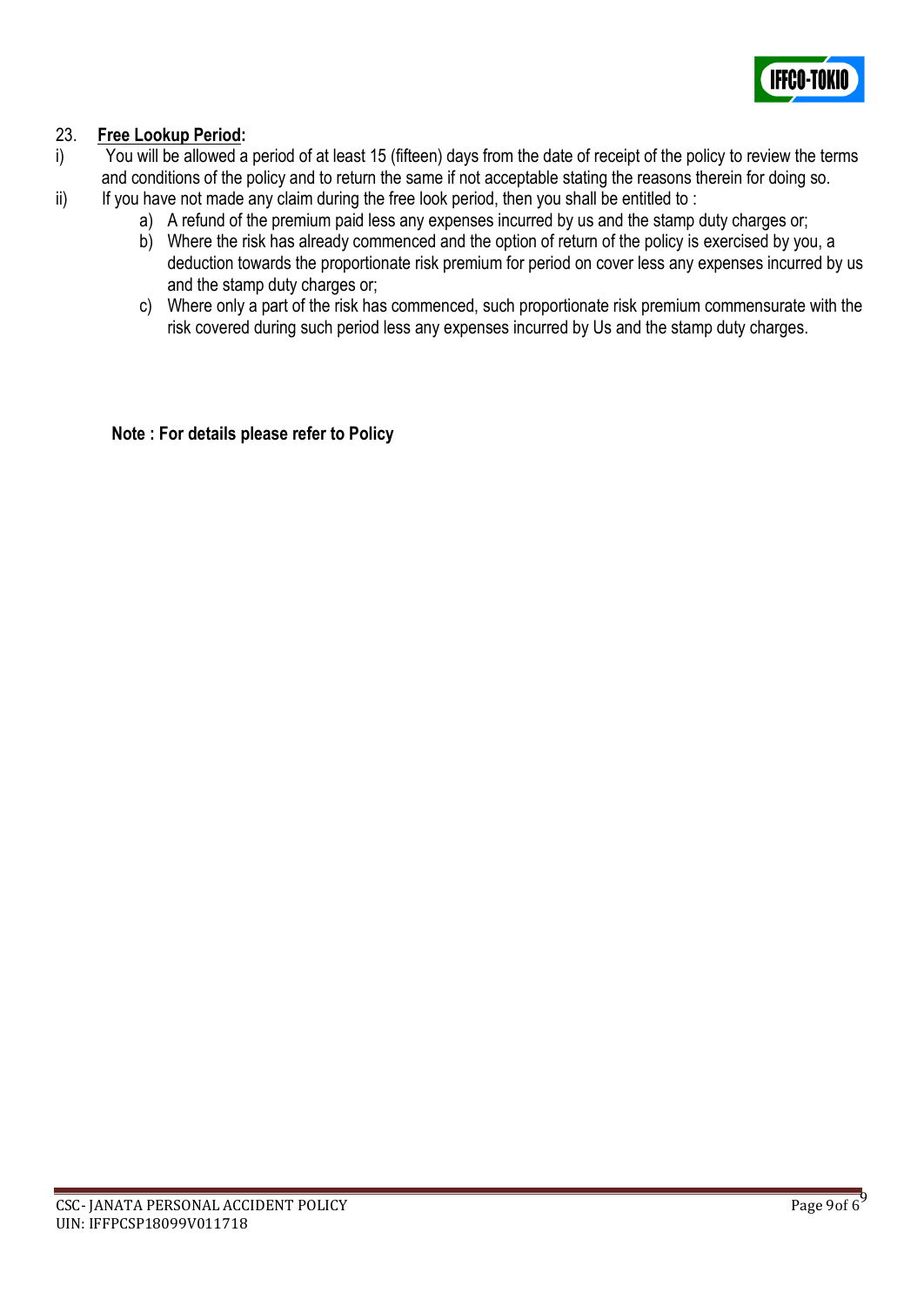23. **Free Lookup Period:**

i) You will be allowed a period of at least 15 (fifteen) days from the date of receipt of the policy to review the terms and conditions of the policy and to return the same if not acceptable stating the reasons therein for doing so.

ii) If you have not made any claim during the free look period, then you shall be entitled to :

  a) A refund of the premium paid less any expenses incurred by us and the stamp duty charges or;
  b) Where the risk has already commenced and the option of return of the policy is exercised by you, a deduction towards the proportionate risk premium for period on cover less any expenses incurred by us and the stamp duty charges or;
  c) Where only a part of the risk has commenced, such proportionate risk premium commensurate with the risk covered during such period less any expenses incurred by Us and the stamp duty charges.

**Note : For details please refer to Policy**